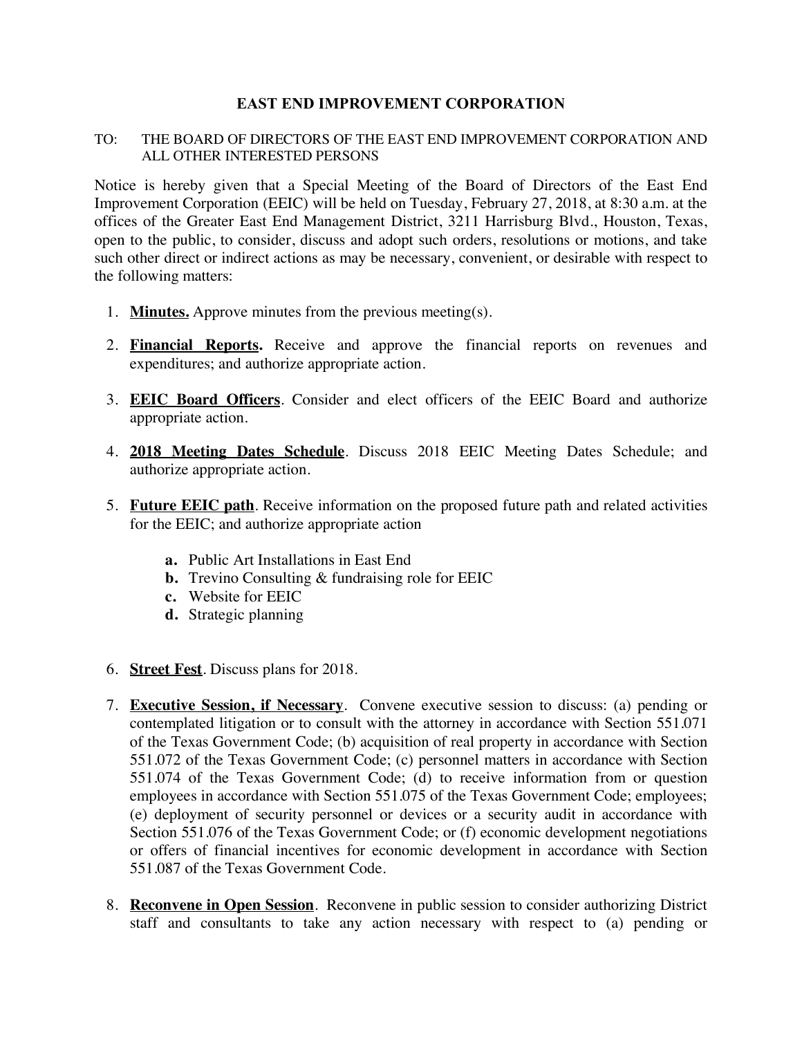# EAST END IMPROVEMENT CORPORATION

TO: THE BOARD OF DIRECTORS OF THE EAST END IMPROVEMENT CORPORATION AND ALL OTHER INTERESTED PERSONS

Notice is hereby given that a Special Meeting of the Board of Directors of the East End Improvement Corporation (EEIC) will be held on Tuesday, February 27, 2018, at 8:30 a.m. at the offices of the Greater East End Management District, 3211 Harrisburg Blvd., Houston, Texas, open to the public, to consider, discuss and adopt such orders, resolutions or motions, and take such other direct or indirect actions as may be necessary, convenient, or desirable with respect to the following matters:

1. **Minutes.** Approve minutes from the previous meeting(s).

2. **Financial Reports.** Receive and approve the financial reports on revenues and expenditures; and authorize appropriate action.

3. **EEIC Board Officers**. Consider and elect officers of the EEIC Board and authorize appropriate action.

4. **2018 Meeting Dates Schedule**. Discuss 2018 EEIC Meeting Dates Schedule; and authorize appropriate action.

5. **Future EEIC path**. Receive information on the proposed future path and related activities for the EEIC; and authorize appropriate action

   - **a.** Public Art Installations in East End
   - **b.** Trevino Consulting & fundraising role for EEIC
   - **c.** Website for EEIC
   - **d.** Strategic planning

6. **Street Fest**. Discuss plans for 2018.

7. **Executive Session, if Necessary**. Convene executive session to discuss: (a) pending or contemplated litigation or to consult with the attorney in accordance with Section 551.071 of the Texas Government Code; (b) acquisition of real property in accordance with Section 551.072 of the Texas Government Code; (c) personnel matters in accordance with Section 551.074 of the Texas Government Code; (d) to receive information from or question employees in accordance with Section 551.075 of the Texas Government Code; employees; (e) deployment of security personnel or devices or a security audit in accordance with Section 551.076 of the Texas Government Code; or (f) economic development negotiations or offers of financial incentives for economic development in accordance with Section 551.087 of the Texas Government Code.

8. **Reconvene in Open Session**. Reconvene in public session to consider authorizing District staff and consultants to take any action necessary with respect to (a) pending or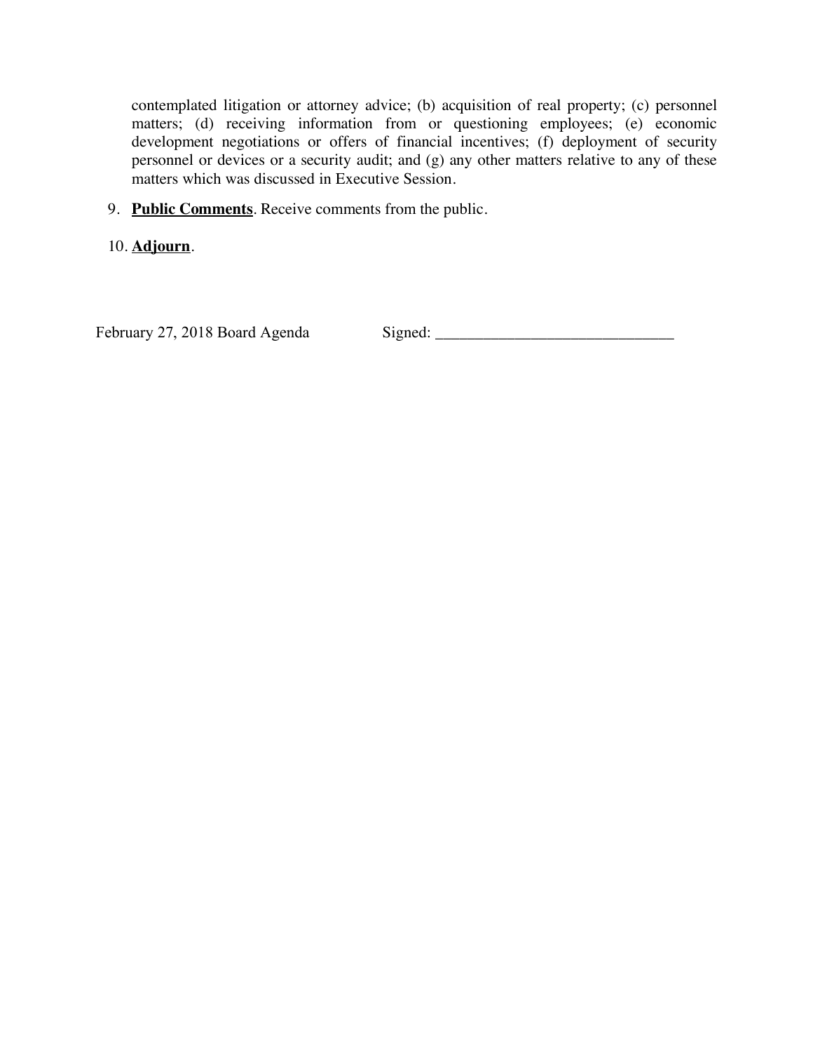contemplated litigation or attorney advice; (b) acquisition of real property; (c) personnel matters; (d) receiving information from or questioning employees; (e) economic development negotiations or offers of financial incentives; (f) deployment of security personnel or devices or a security audit; and (g) any other matters relative to any of these matters which was discussed in Executive Session.

9. **Public Comments**. Receive comments from the public.

10. **Adjourn**.

February 27, 2018 Board Agenda          Signed: ______________________________